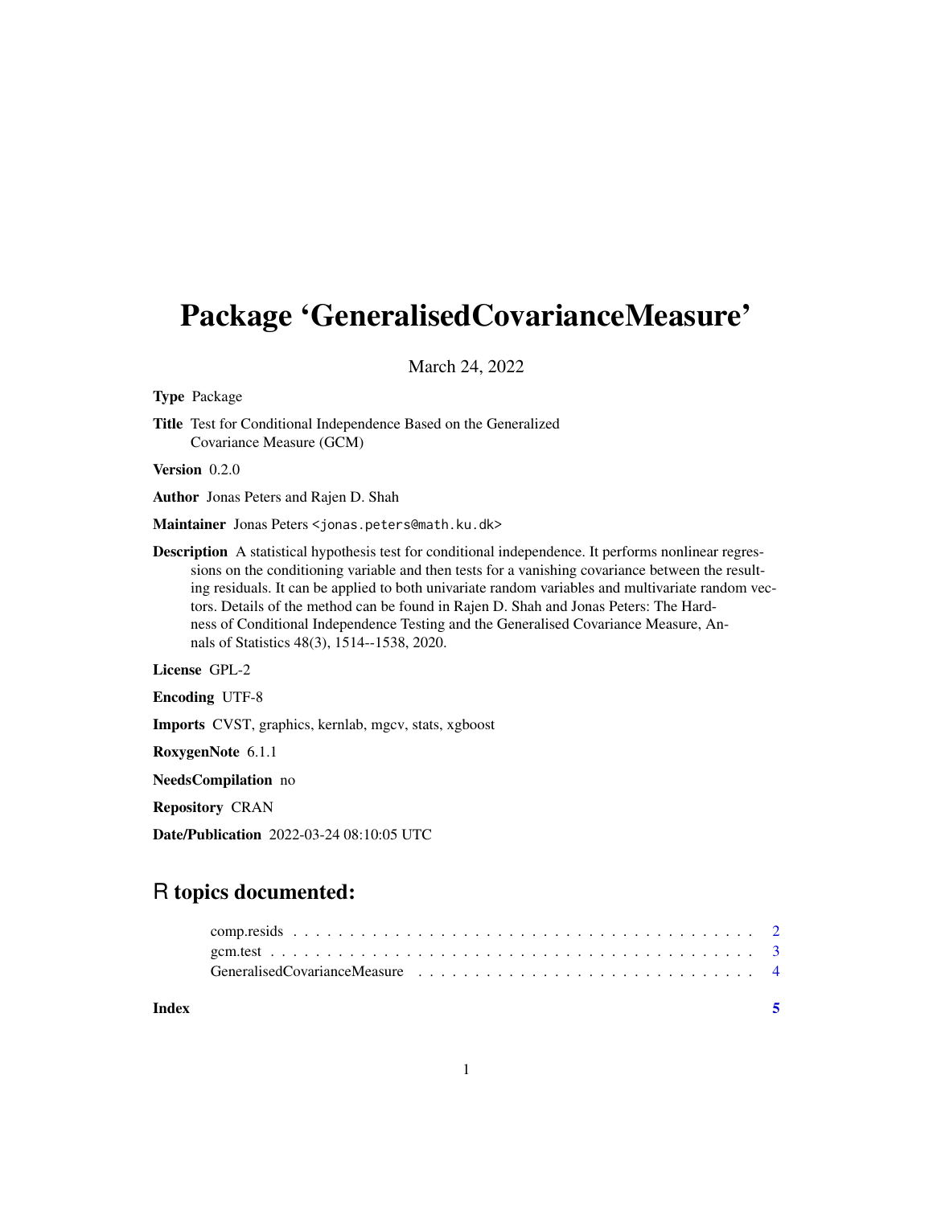# Package 'GeneralisedCovarianceMeasure'

March 24, 2022

**Type** Package

**Title** Test for Conditional Independence Based on the Generalized Covariance Measure (GCM)

**Version** 0.2.0

**Author** Jonas Peters and Rajen D. Shah

**Maintainer** Jonas Peters <jonas.peters@math.ku.dk>

**Description** A statistical hypothesis test for conditional independence. It performs nonlinear regressions on the conditioning variable and then tests for a vanishing covariance between the resulting residuals. It can be applied to both univariate random variables and multivariate random vectors. Details of the method can be found in Rajen D. Shah and Jonas Peters: The Hardness of Conditional Independence Testing and the Generalised Covariance Measure, Annals of Statistics 48(3), 1514--1538, 2020.

**License** GPL-2

**Encoding** UTF-8

**Imports** CVST, graphics, kernlab, mgcv, stats, xgboost

**RoxygenNote** 6.1.1

**NeedsCompilation** no

**Repository** CRAN

**Date/Publication** 2022-03-24 08:10:05 UTC

## R topics documented:

- comp.resids . . . . . . . . . . . . . . . . . . . . . . . . . . . . . . . . . . . . . . . . 2
- gcm.test . . . . . . . . . . . . . . . . . . . . . . . . . . . . . . . . . . . . . . . . . . 3
- GeneralisedCovarianceMeasure . . . . . . . . . . . . . . . . . . . . . . . . . . . . . . 4

**Index** 5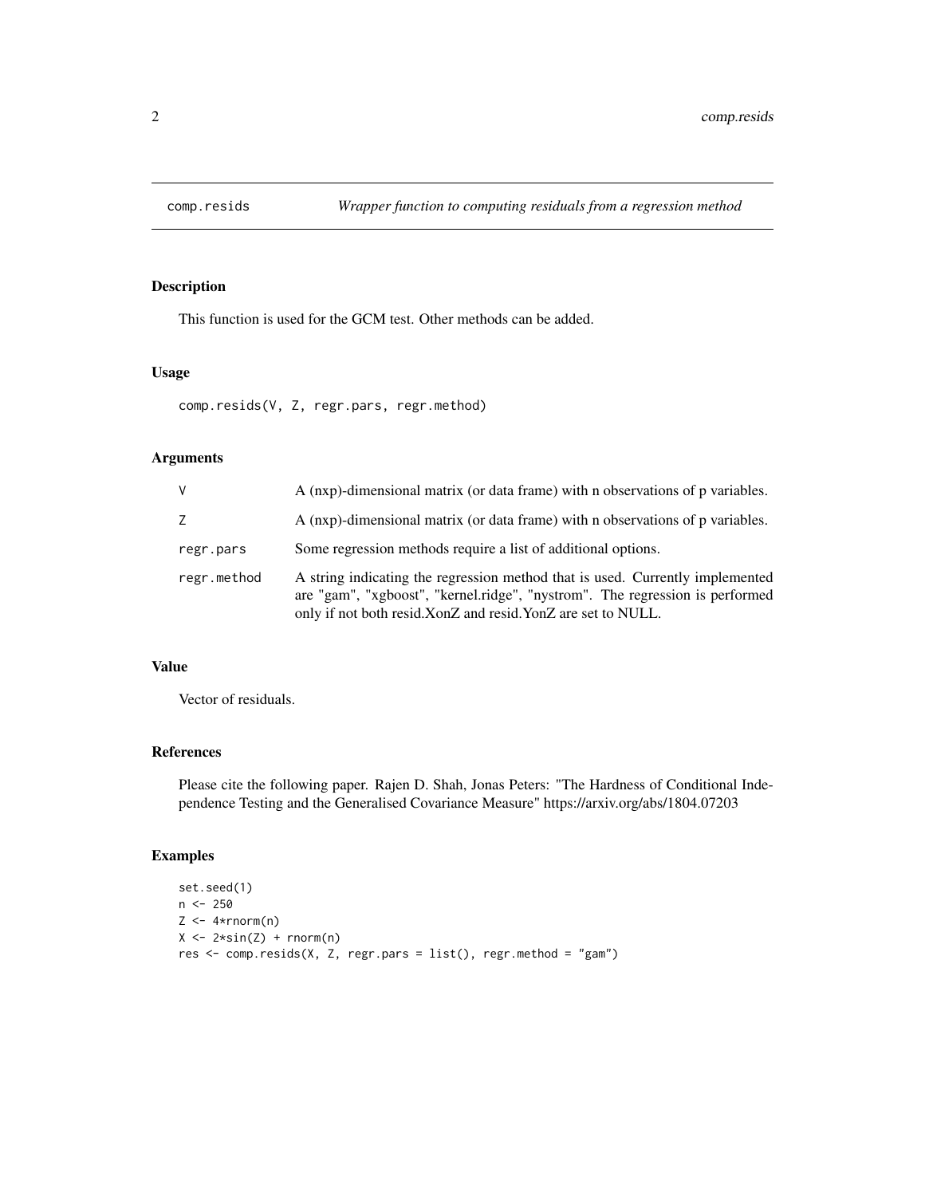# comp.resids — *Wrapper function to computing residuals from a regression method*

## Description

This function is used for the GCM test. Other methods can be added.

## Usage

```
comp.resids(V, Z, regr.pars, regr.method)
```

## Arguments

| | |
|---|---|
| V | A (nxp)-dimensional matrix (or data frame) with n observations of p variables. |
| Z | A (nxp)-dimensional matrix (or data frame) with n observations of p variables. |
| regr.pars | Some regression methods require a list of additional options. |
| regr.method | A string indicating the regression method that is used. Currently implemented are "gam", "xgboost", "kernel.ridge", "nystrom". The regression is performed only if not both resid.XonZ and resid.YonZ are set to NULL. |

## Value

Vector of residuals.

## References

Please cite the following paper. Rajen D. Shah, Jonas Peters: "The Hardness of Conditional Independence Testing and the Generalised Covariance Measure" https://arxiv.org/abs/1804.07203

## Examples

```
set.seed(1)
n <- 250
Z <- 4*rnorm(n)
X <- 2*sin(Z) + rnorm(n)
res <- comp.resids(X, Z, regr.pars = list(), regr.method = "gam")
```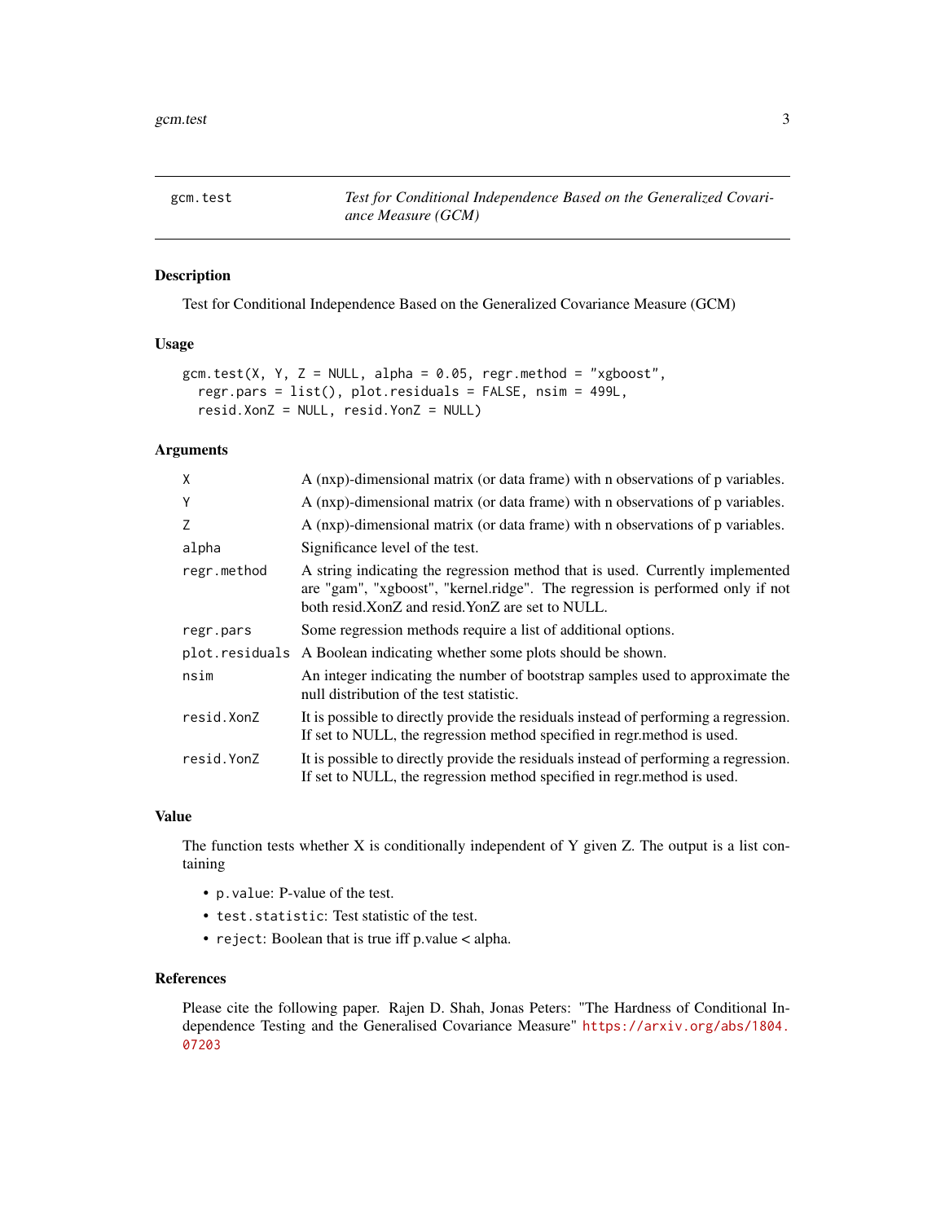## gcm.test — *Test for Conditional Independence Based on the Generalized Covariance Measure (GCM)*

### Description

Test for Conditional Independence Based on the Generalized Covariance Measure (GCM)

### Usage

```
gcm.test(X, Y, Z = NULL, alpha = 0.05, regr.method = "xgboost",
  regr.pars = list(), plot.residuals = FALSE, nsim = 499L,
  resid.XonZ = NULL, resid.YonZ = NULL)
```

### Arguments

| | |
|---|---|
| `X` | A (nxp)-dimensional matrix (or data frame) with n observations of p variables. |
| `Y` | A (nxp)-dimensional matrix (or data frame) with n observations of p variables. |
| `Z` | A (nxp)-dimensional matrix (or data frame) with n observations of p variables. |
| `alpha` | Significance level of the test. |
| `regr.method` | A string indicating the regression method that is used. Currently implemented are "gam", "xgboost", "kernel.ridge". The regression is performed only if not both resid.XonZ and resid.YonZ are set to NULL. |
| `regr.pars` | Some regression methods require a list of additional options. |
| `plot.residuals` | A Boolean indicating whether some plots should be shown. |
| `nsim` | An integer indicating the number of bootstrap samples used to approximate the null distribution of the test statistic. |
| `resid.XonZ` | It is possible to directly provide the residuals instead of performing a regression. If set to NULL, the regression method specified in regr.method is used. |
| `resid.YonZ` | It is possible to directly provide the residuals instead of performing a regression. If set to NULL, the regression method specified in regr.method is used. |

### Value

The function tests whether X is conditionally independent of Y given Z. The output is a list containing

- `p.value`: P-value of the test.
- `test.statistic`: Test statistic of the test.
- `reject`: Boolean that is true iff p.value < alpha.

### References

Please cite the following paper. Rajen D. Shah, Jonas Peters: "The Hardness of Conditional Independence Testing and the Generalised Covariance Measure" https://arxiv.org/abs/1804.07203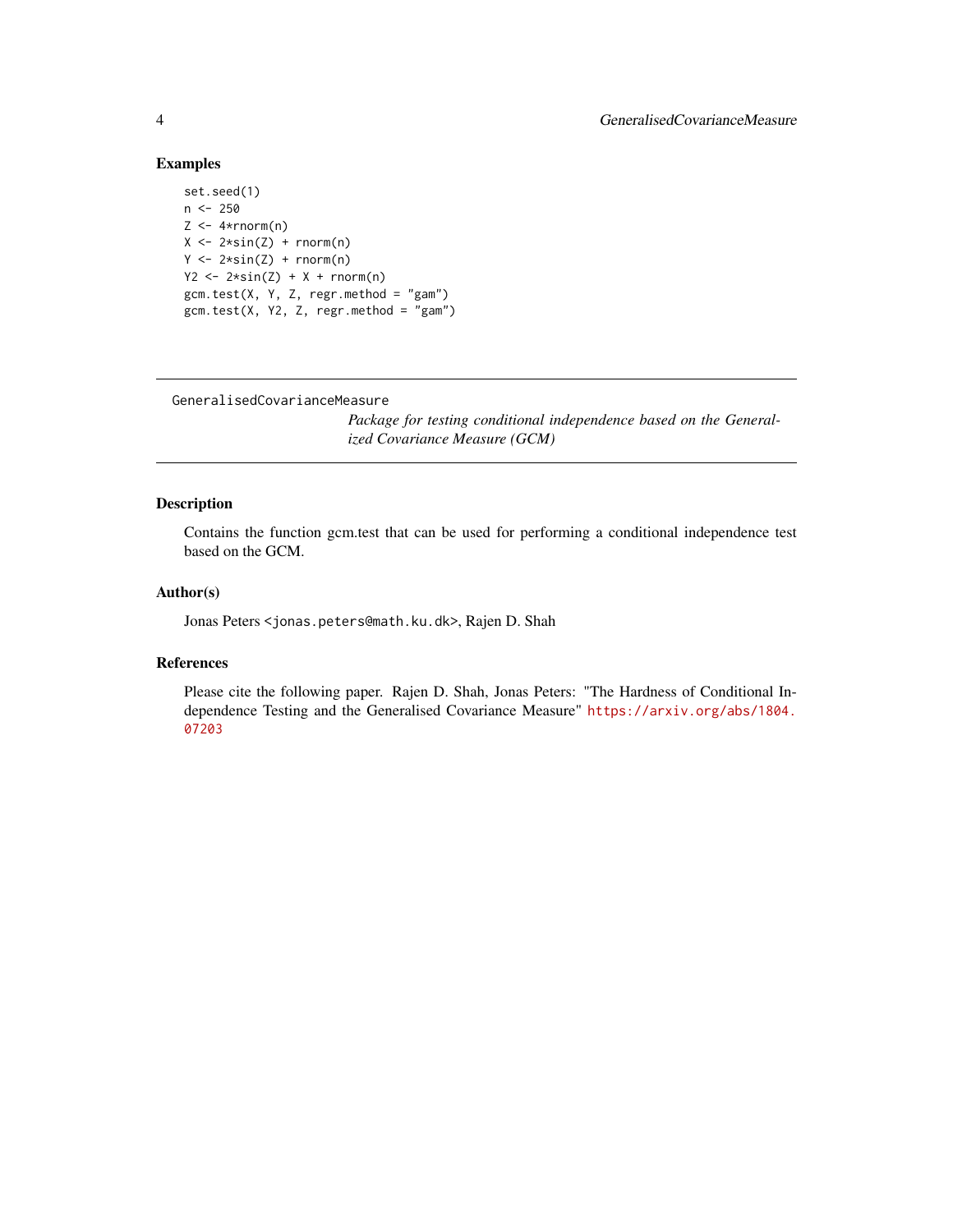## Examples

```
set.seed(1)
n <- 250
Z <- 4*rnorm(n)
X <- 2*sin(Z) + rnorm(n)
Y <- 2*sin(Z) + rnorm(n)
Y2 <- 2*sin(Z) + X + rnorm(n)
gcm.test(X, Y, Z, regr.method = "gam")
gcm.test(X, Y2, Z, regr.method = "gam")
```

---

GeneralisedCovarianceMeasure

*Package for testing conditional independence based on the Generalized Covariance Measure (GCM)*

---

## Description

Contains the function gcm.test that can be used for performing a conditional independence test based on the GCM.

## Author(s)

Jonas Peters <jonas.peters@math.ku.dk>, Rajen D. Shah

## References

Please cite the following paper. Rajen D. Shah, Jonas Peters: "The Hardness of Conditional Independence Testing and the Generalised Covariance Measure" https://arxiv.org/abs/1804.07203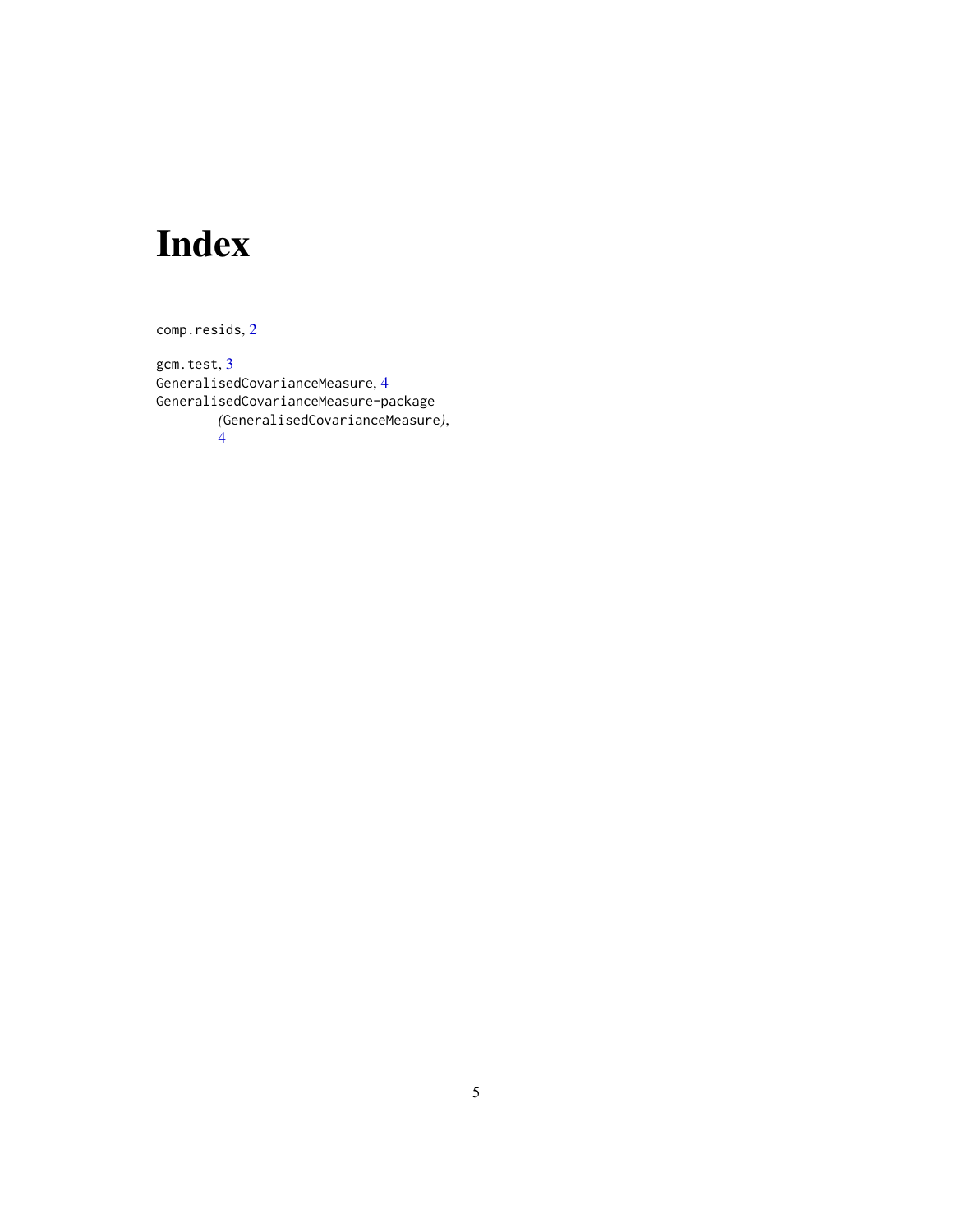# Index

comp.resids, 2

gcm.test, 3
GeneralisedCovarianceMeasure, 4
GeneralisedCovarianceMeasure-package
*(*GeneralisedCovarianceMeasure*)*,
4